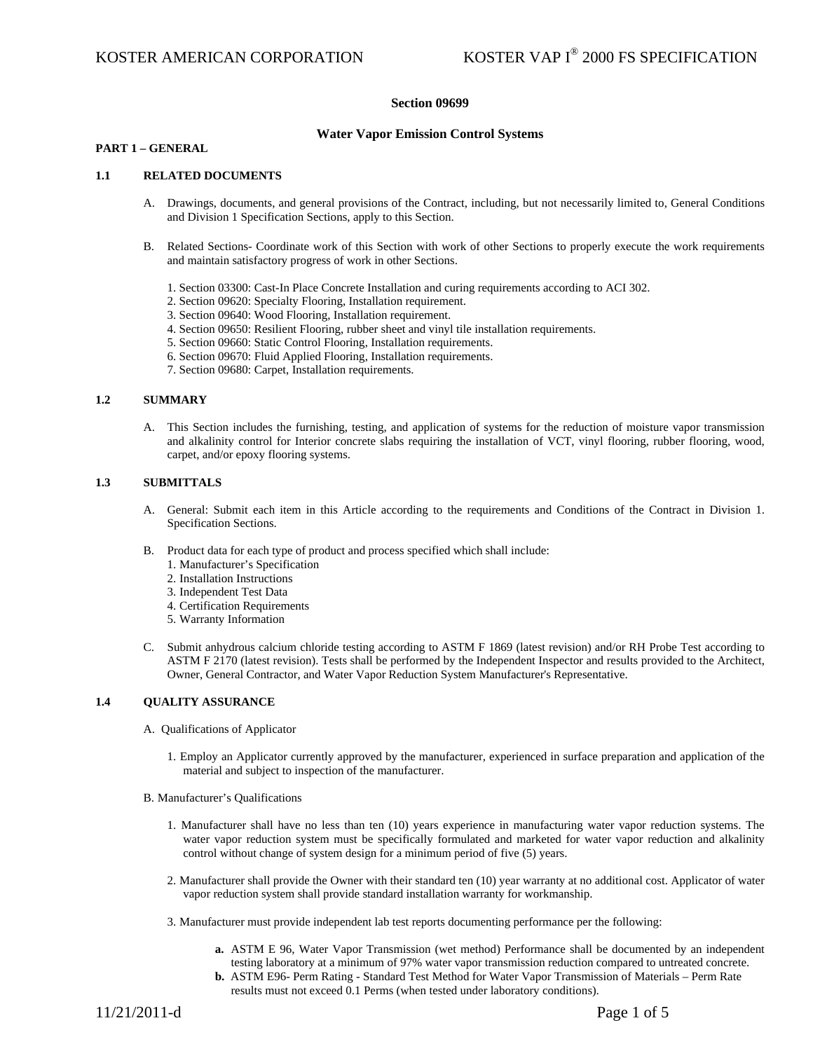# Section 09699

## Water Vapor Emission Control Systems

## PART 1 – GENERAL

### 1.1 RELATED DOCUMENTS

A. Drawings, documents, and general provisions of the Contract, including, but not necessarily limited to, General Conditions and Division 1 Specification Sections, apply to this Section.

B. Related Sections- Coordinate work of this Section with work of other Sections to properly execute the work requirements and maintain satisfactory progress of work in other Sections.

1. Section 03300: Cast-In Place Concrete Installation and curing requirements according to ACI 302.
2. Section 09620: Specialty Flooring, Installation requirement.
3. Section 09640: Wood Flooring, Installation requirement.
4. Section 09650: Resilient Flooring, rubber sheet and vinyl tile installation requirements.
5. Section 09660: Static Control Flooring, Installation requirements.
6. Section 09670: Fluid Applied Flooring, Installation requirements.
7. Section 09680: Carpet, Installation requirements.

### 1.2 SUMMARY

A. This Section includes the furnishing, testing, and application of systems for the reduction of moisture vapor transmission and alkalinity control for Interior concrete slabs requiring the installation of VCT, vinyl flooring, rubber flooring, wood, carpet, and/or epoxy flooring systems.

### 1.3 SUBMITTALS

A. General: Submit each item in this Article according to the requirements and Conditions of the Contract in Division 1. Specification Sections.

B. Product data for each type of product and process specified which shall include:
1. Manufacturer's Specification
2. Installation Instructions
3. Independent Test Data
4. Certification Requirements
5. Warranty Information

C. Submit anhydrous calcium chloride testing according to ASTM F 1869 (latest revision) and/or RH Probe Test according to ASTM F 2170 (latest revision). Tests shall be performed by the Independent Inspector and results provided to the Architect, Owner, General Contractor, and Water Vapor Reduction System Manufacturer's Representative.

### 1.4 QUALITY ASSURANCE

A. Qualifications of Applicator

1. Employ an Applicator currently approved by the manufacturer, experienced in surface preparation and application of the material and subject to inspection of the manufacturer.

B. Manufacturer's Qualifications

1. Manufacturer shall have no less than ten (10) years experience in manufacturing water vapor reduction systems. The water vapor reduction system must be specifically formulated and marketed for water vapor reduction and alkalinity control without change of system design for a minimum period of five (5) years.

2. Manufacturer shall provide the Owner with their standard ten (10) year warranty at no additional cost. Applicator of water vapor reduction system shall provide standard installation warranty for workmanship.

3. Manufacturer must provide independent lab test reports documenting performance per the following:

   **a.** ASTM E 96, Water Vapor Transmission (wet method) Performance shall be documented by an independent testing laboratory at a minimum of 97% water vapor transmission reduction compared to untreated concrete.
   
   **b.** ASTM E96- Perm Rating - Standard Test Method for Water Vapor Transmission of Materials – Perm Rate results must not exceed 0.1 Perms (when tested under laboratory conditions).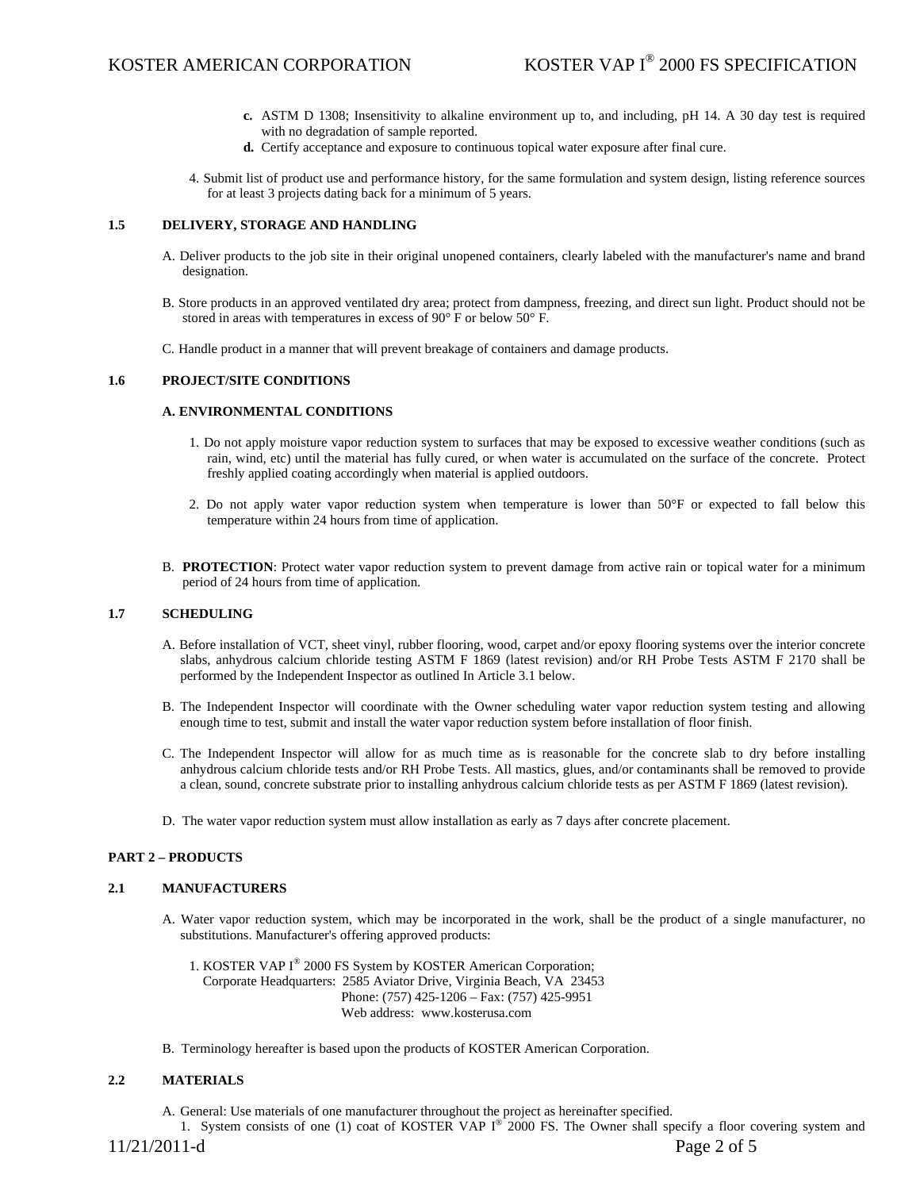**c.** ASTM D 1308; Insensitivity to alkaline environment up to, and including, pH 14. A 30 day test is required with no degradation of sample reported.

**d.** Certify acceptance and exposure to continuous topical water exposure after final cure.

4. Submit list of product use and performance history, for the same formulation and system design, listing reference sources for at least 3 projects dating back for a minimum of 5 years.

### 1.5 DELIVERY, STORAGE AND HANDLING

A. Deliver products to the job site in their original unopened containers, clearly labeled with the manufacturer's name and brand designation.

B. Store products in an approved ventilated dry area; protect from dampness, freezing, and direct sun light. Product should not be stored in areas with temperatures in excess of 90° F or below 50° F.

C. Handle product in a manner that will prevent breakage of containers and damage products.

### 1.6 PROJECT/SITE CONDITIONS

**A. ENVIRONMENTAL CONDITIONS**

1. Do not apply moisture vapor reduction system to surfaces that may be exposed to excessive weather conditions (such as rain, wind, etc) until the material has fully cured, or when water is accumulated on the surface of the concrete. Protect freshly applied coating accordingly when material is applied outdoors.

2. Do not apply water vapor reduction system when temperature is lower than 50°F or expected to fall below this temperature within 24 hours from time of application.

B. **PROTECTION**: Protect water vapor reduction system to prevent damage from active rain or topical water for a minimum period of 24 hours from time of application.

### 1.7 SCHEDULING

A. Before installation of VCT, sheet vinyl, rubber flooring, wood, carpet and/or epoxy flooring systems over the interior concrete slabs, anhydrous calcium chloride testing ASTM F 1869 (latest revision) and/or RH Probe Tests ASTM F 2170 shall be performed by the Independent Inspector as outlined In Article 3.1 below.

B. The Independent Inspector will coordinate with the Owner scheduling water vapor reduction system testing and allowing enough time to test, submit and install the water vapor reduction system before installation of floor finish.

C. The Independent Inspector will allow for as much time as is reasonable for the concrete slab to dry before installing anhydrous calcium chloride tests and/or RH Probe Tests. All mastics, glues, and/or contaminants shall be removed to provide a clean, sound, concrete substrate prior to installing anhydrous calcium chloride tests as per ASTM F 1869 (latest revision).

D. The water vapor reduction system must allow installation as early as 7 days after concrete placement.

## PART 2 – PRODUCTS

### 2.1 MANUFACTURERS

A. Water vapor reduction system, which may be incorporated in the work, shall be the product of a single manufacturer, no substitutions. Manufacturer's offering approved products:

1. KOSTER VAP I® 2000 FS System by KOSTER American Corporation;
   Corporate Headquarters: 2585 Aviator Drive, Virginia Beach, VA 23453
   Phone: (757) 425-1206 – Fax: (757) 425-9951
   Web address: www.kosterusa.com

B. Terminology hereafter is based upon the products of KOSTER American Corporation.

### 2.2 MATERIALS

A. General: Use materials of one manufacturer throughout the project as hereinafter specified.

1. System consists of one (1) coat of KOSTER VAP I® 2000 FS. The Owner shall specify a floor covering system and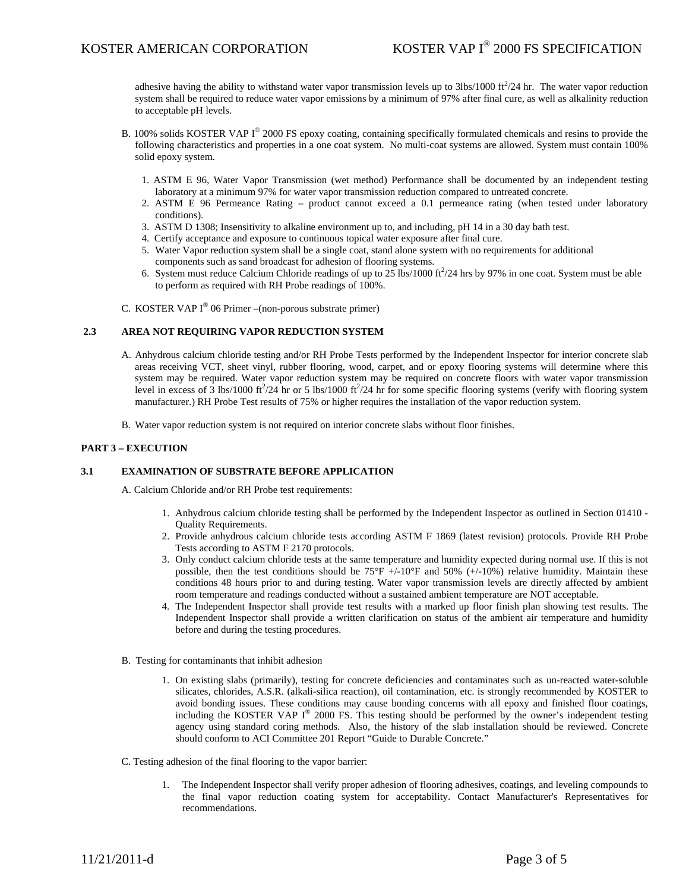adhesive having the ability to withstand water vapor transmission levels up to 3lbs/1000 $ft^2$/24 hr. The water vapor reduction system shall be required to reduce water vapor emissions by a minimum of 97% after final cure, as well as alkalinity reduction to acceptable pH levels.

B. 100% solids KOSTER VAP I® 2000 FS epoxy coating, containing specifically formulated chemicals and resins to provide the following characteristics and properties in a one coat system. No multi-coat systems are allowed. System must contain 100% solid epoxy system.

1. ASTM E 96, Water Vapor Transmission (wet method) Performance shall be documented by an independent testing laboratory at a minimum 97% for water vapor transmission reduction compared to untreated concrete.
2. ASTM E 96 Permeance Rating – product cannot exceed a 0.1 permeance rating (when tested under laboratory conditions).
3. ASTM D 1308; Insensitivity to alkaline environment up to, and including, pH 14 in a 30 day bath test.
4. Certify acceptance and exposure to continuous topical water exposure after final cure.
5. Water Vapor reduction system shall be a single coat, stand alone system with no requirements for additional components such as sand broadcast for adhesion of flooring systems.
6. System must reduce Calcium Chloride readings of up to 25 lbs/1000 $ft^2$/24 hrs by 97% in one coat. System must be able to perform as required with RH Probe readings of 100%.

C. KOSTER VAP I® 06 Primer –(non-porous substrate primer)

### 2.3 AREA NOT REQUIRING VAPOR REDUCTION SYSTEM

A. Anhydrous calcium chloride testing and/or RH Probe Tests performed by the Independent Inspector for interior concrete slab areas receiving VCT, sheet vinyl, rubber flooring, wood, carpet, and or epoxy flooring systems will determine where this system may be required. Water vapor reduction system may be required on concrete floors with water vapor transmission level in excess of 3 lbs/1000 $ft^2$/24 hr or 5 lbs/1000 $ft^2$/24 hr for some specific flooring systems (verify with flooring system manufacturer.) RH Probe Test results of 75% or higher requires the installation of the vapor reduction system.

B. Water vapor reduction system is not required on interior concrete slabs without floor finishes.

## PART 3 – EXECUTION

### 3.1 EXAMINATION OF SUBSTRATE BEFORE APPLICATION

A. Calcium Chloride and/or RH Probe test requirements:

1. Anhydrous calcium chloride testing shall be performed by the Independent Inspector as outlined in Section 01410 - Quality Requirements.
2. Provide anhydrous calcium chloride tests according ASTM F 1869 (latest revision) protocols. Provide RH Probe Tests according to ASTM F 2170 protocols.
3. Only conduct calcium chloride tests at the same temperature and humidity expected during normal use. If this is not possible, then the test conditions should be 75°F +/-10°F and 50% (+/-10%) relative humidity. Maintain these conditions 48 hours prior to and during testing. Water vapor transmission levels are directly affected by ambient room temperature and readings conducted without a sustained ambient temperature are NOT acceptable.
4. The Independent Inspector shall provide test results with a marked up floor finish plan showing test results. The Independent Inspector shall provide a written clarification on status of the ambient air temperature and humidity before and during the testing procedures.

B. Testing for contaminants that inhibit adhesion

1. On existing slabs (primarily), testing for concrete deficiencies and contaminates such as un-reacted water-soluble silicates, chlorides, A.S.R. (alkali-silica reaction), oil contamination, etc. is strongly recommended by KOSTER to avoid bonding issues. These conditions may cause bonding concerns with all epoxy and finished floor coatings, including the KOSTER VAP I® 2000 FS. This testing should be performed by the owner's independent testing agency using standard coring methods. Also, the history of the slab installation should be reviewed. Concrete should conform to ACI Committee 201 Report "Guide to Durable Concrete."

C. Testing adhesion of the final flooring to the vapor barrier:

1. The Independent Inspector shall verify proper adhesion of flooring adhesives, coatings, and leveling compounds to the final vapor reduction coating system for acceptability. Contact Manufacturer's Representatives for recommendations.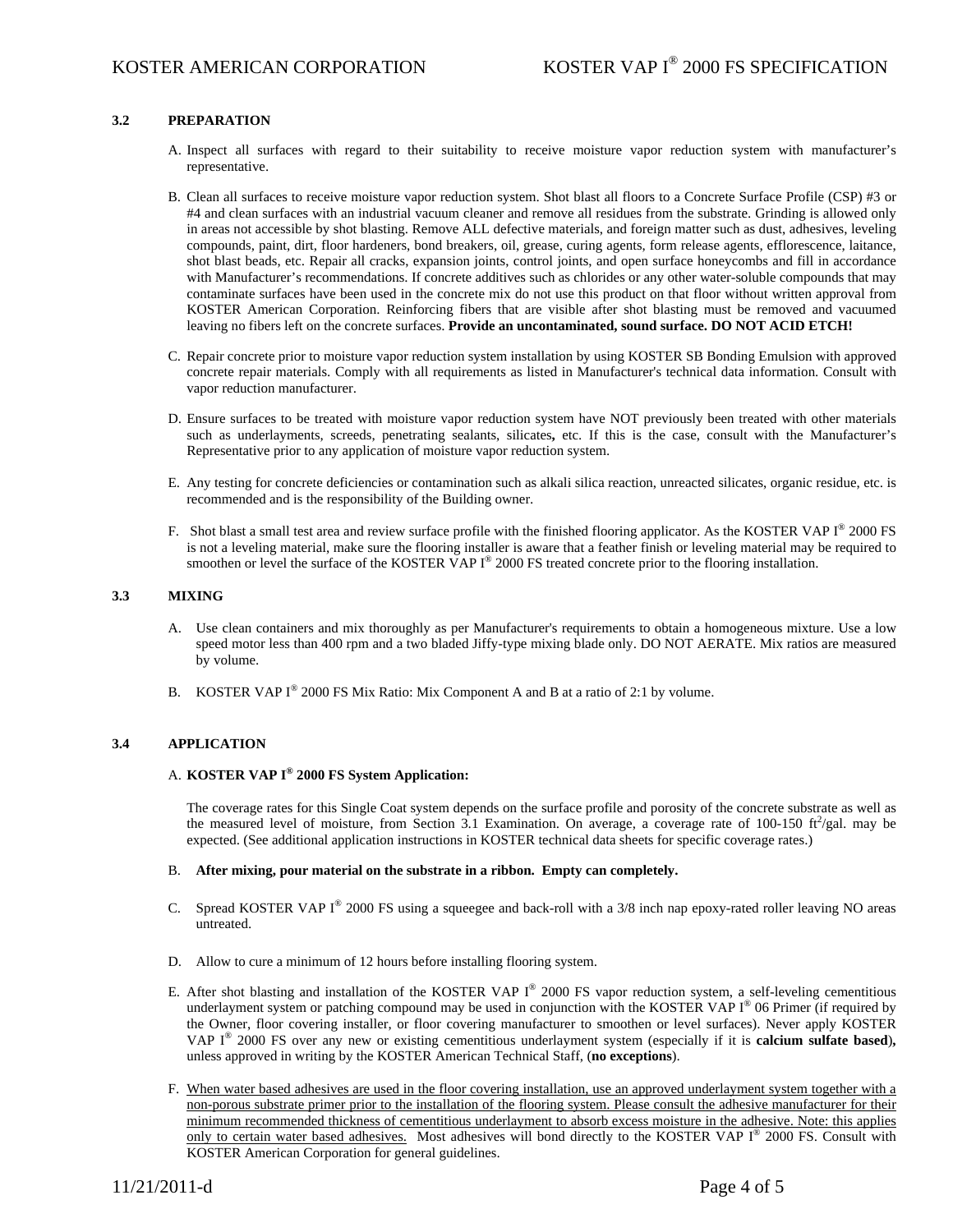### 3.2 PREPARATION

A. Inspect all surfaces with regard to their suitability to receive moisture vapor reduction system with manufacturer's representative.

B. Clean all surfaces to receive moisture vapor reduction system. Shot blast all floors to a Concrete Surface Profile (CSP) #3 or #4 and clean surfaces with an industrial vacuum cleaner and remove all residues from the substrate. Grinding is allowed only in areas not accessible by shot blasting. Remove ALL defective materials, and foreign matter such as dust, adhesives, leveling compounds, paint, dirt, floor hardeners, bond breakers, oil, grease, curing agents, form release agents, efflorescence, laitance, shot blast beads, etc. Repair all cracks, expansion joints, control joints, and open surface honeycombs and fill in accordance with Manufacturer's recommendations. If concrete additives such as chlorides or any other water-soluble compounds that may contaminate surfaces have been used in the concrete mix do not use this product on that floor without written approval from KOSTER American Corporation. Reinforcing fibers that are visible after shot blasting must be removed and vacuumed leaving no fibers left on the concrete surfaces. **Provide an uncontaminated, sound surface. DO NOT ACID ETCH!**

C. Repair concrete prior to moisture vapor reduction system installation by using KOSTER SB Bonding Emulsion with approved concrete repair materials. Comply with all requirements as listed in Manufacturer's technical data information. Consult with vapor reduction manufacturer.

D. Ensure surfaces to be treated with moisture vapor reduction system have NOT previously been treated with other materials such as underlayments, screeds, penetrating sealants, silicates**,** etc. If this is the case, consult with the Manufacturer's Representative prior to any application of moisture vapor reduction system.

E. Any testing for concrete deficiencies or contamination such as alkali silica reaction, unreacted silicates, organic residue, etc. is recommended and is the responsibility of the Building owner.

F. Shot blast a small test area and review surface profile with the finished flooring applicator. As the KOSTER VAP I® 2000 FS is not a leveling material, make sure the flooring installer is aware that a feather finish or leveling material may be required to smoothen or level the surface of the KOSTER VAP I® 2000 FS treated concrete prior to the flooring installation.

### 3.3 MIXING

A. Use clean containers and mix thoroughly as per Manufacturer's requirements to obtain a homogeneous mixture. Use a low speed motor less than 400 rpm and a two bladed Jiffy-type mixing blade only. DO NOT AERATE. Mix ratios are measured by volume.

B. KOSTER VAP I® 2000 FS Mix Ratio: Mix Component A and B at a ratio of 2:1 by volume.

### 3.4 APPLICATION

A. **KOSTER VAP I® 2000 FS System Application:**

The coverage rates for this Single Coat system depends on the surface profile and porosity of the concrete substrate as well as the measured level of moisture, from Section 3.1 Examination. On average, a coverage rate of 100-150 $ft^2$/gal. may be expected. (See additional application instructions in KOSTER technical data sheets for specific coverage rates.)

B. **After mixing, pour material on the substrate in a ribbon. Empty can completely.**

C. Spread KOSTER VAP I® 2000 FS using a squeegee and back-roll with a 3/8 inch nap epoxy-rated roller leaving NO areas untreated.

D. Allow to cure a minimum of 12 hours before installing flooring system.

E. After shot blasting and installation of the KOSTER VAP I® 2000 FS vapor reduction system, a self-leveling cementitious underlayment system or patching compound may be used in conjunction with the KOSTER VAP I® 06 Primer (if required by the Owner, floor covering installer, or floor covering manufacturer to smoothen or level surfaces). Never apply KOSTER VAP I® 2000 FS over any new or existing cementitious underlayment system (especially if it is **calcium sulfate based**)**,** unless approved in writing by the KOSTER American Technical Staff, (**no exceptions**).

F. <u>When water based adhesives are used in the floor covering installation, use an approved underlayment system together with a non-porous substrate primer prior to the installation of the flooring system. Please consult the adhesive manufacturer for their minimum recommended thickness of cementitious underlayment to absorb excess moisture in the adhesive. Note: this applies only to certain water based adhesives.</u> Most adhesives will bond directly to the KOSTER VAP I® 2000 FS. Consult with KOSTER American Corporation for general guidelines.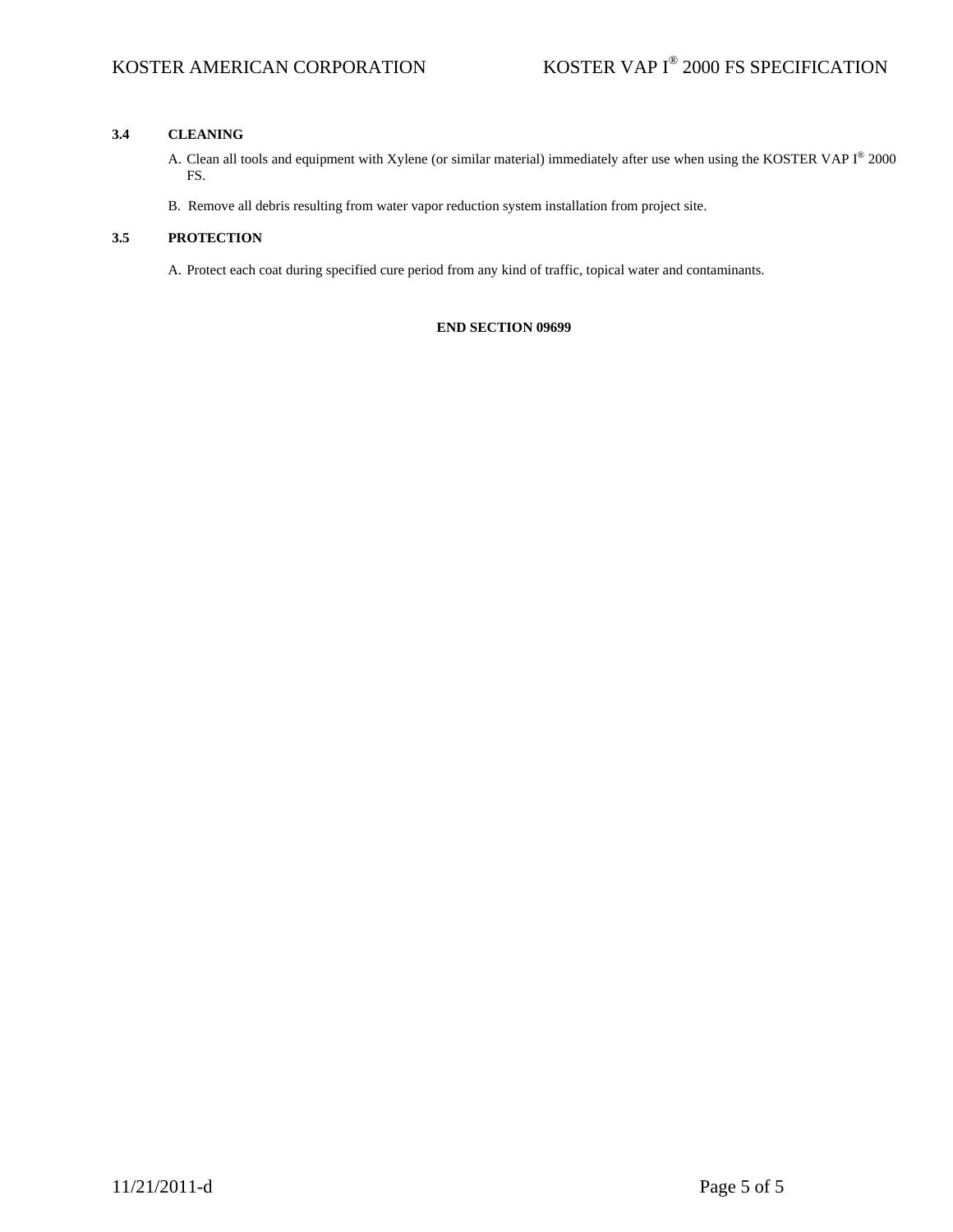### 3.4 CLEANING

A. Clean all tools and equipment with Xylene (or similar material) immediately after use when using the KOSTER VAP I® 2000 FS.

B. Remove all debris resulting from water vapor reduction system installation from project site.

### 3.5 PROTECTION

A. Protect each coat during specified cure period from any kind of traffic, topical water and contaminants.

**END SECTION 09699**